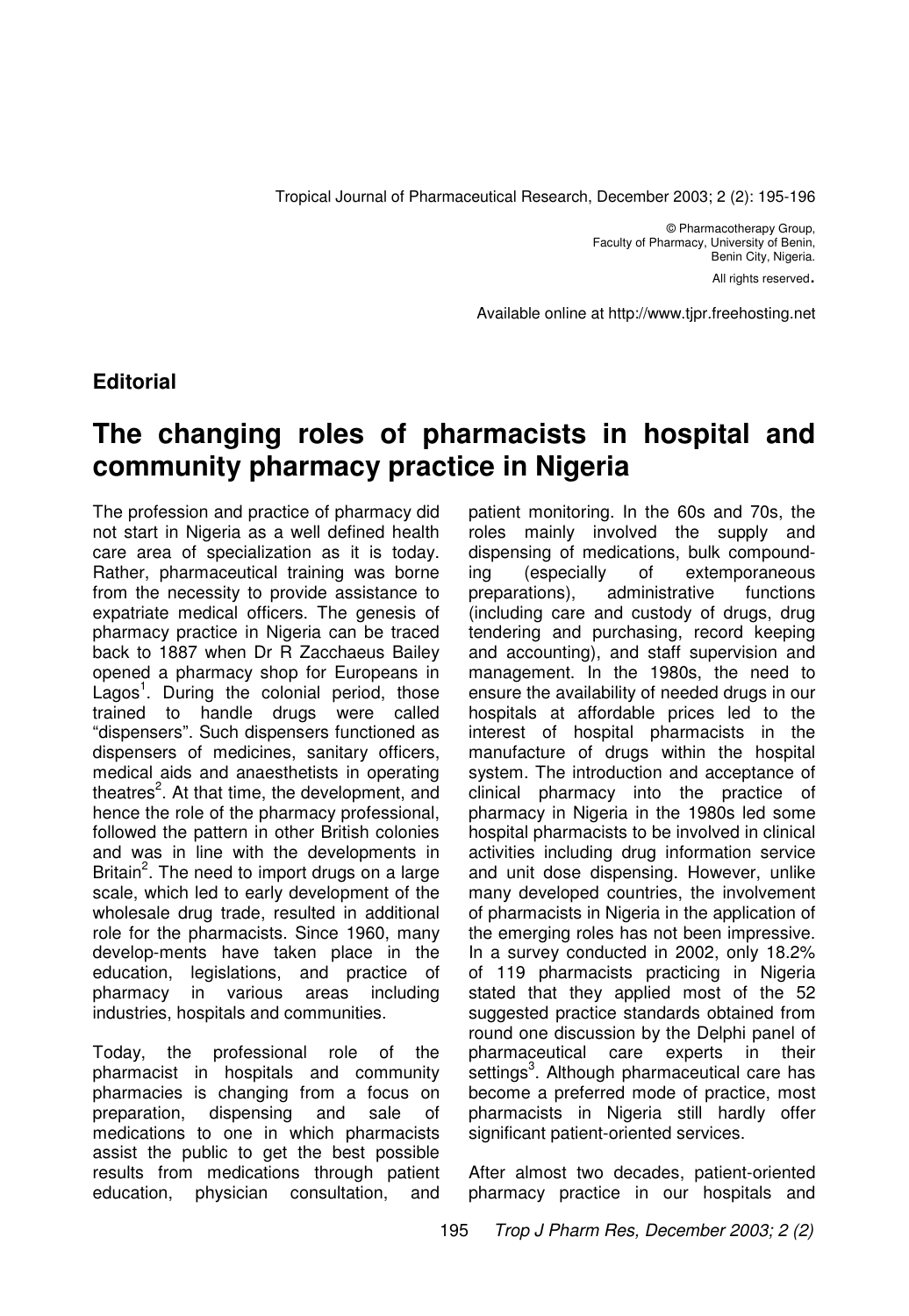© Pharmacotherapy Group,
Faculty of Pharmacy, University of Benin,
Benin City, Nigeria.
All rights reserved.

Available online at http://www.tjpr.freehosting.net

**Editorial**

# The changing roles of pharmacists in hospital and community pharmacy practice in Nigeria

The profession and practice of pharmacy did not start in Nigeria as a well defined health care area of specialization as it is today. Rather, pharmaceutical training was borne from the necessity to provide assistance to expatriate medical officers. The genesis of pharmacy practice in Nigeria can be traced back to 1887 when Dr R Zacchaeus Bailey opened a pharmacy shop for Europeans in Lagos[1]. During the colonial period, those trained to handle drugs were called "dispensers". Such dispensers functioned as dispensers of medicines, sanitary officers, medical aids and anaesthetists in operating theatres[2]. At that time, the development, and hence the role of the pharmacy professional, followed the pattern in other British colonies and was in line with the developments in Britain[2]. The need to import drugs on a large scale, which led to early development of the wholesale drug trade, resulted in additional role for the pharmacists. Since 1960, many develop-ments have taken place in the education, legislations, and practice of pharmacy in various areas including industries, hospitals and communities.

Today, the professional role of the pharmacist in hospitals and community pharmacies is changing from a focus on preparation, dispensing and sale of medications to one in which pharmacists assist the public to get the best possible results from medications through patient education, physician consultation, and patient monitoring. In the 60s and 70s, the roles mainly involved the supply and dispensing of medications, bulk compound-ing (especially of extemporaneous preparations), administrative functions (including care and custody of drugs, drug tendering and purchasing, record keeping and accounting), and staff supervision and management. In the 1980s, the need to ensure the availability of needed drugs in our hospitals at affordable prices led to the interest of hospital pharmacists in the manufacture of drugs within the hospital system. The introduction and acceptance of clinical pharmacy into the practice of pharmacy in Nigeria in the 1980s led some hospital pharmacists to be involved in clinical activities including drug information service and unit dose dispensing. However, unlike many developed countries, the involvement of pharmacists in Nigeria in the application of the emerging roles has not been impressive. In a survey conducted in 2002, only 18.2% of 119 pharmacists practicing in Nigeria stated that they applied most of the 52 suggested practice standards obtained from round one discussion by the Delphi panel of pharmaceutical care experts in their settings[3]. Although pharmaceutical care has become a preferred mode of practice, most pharmacists in Nigeria still hardly offer significant patient-oriented services.

After almost two decades, patient-oriented pharmacy practice in our hospitals and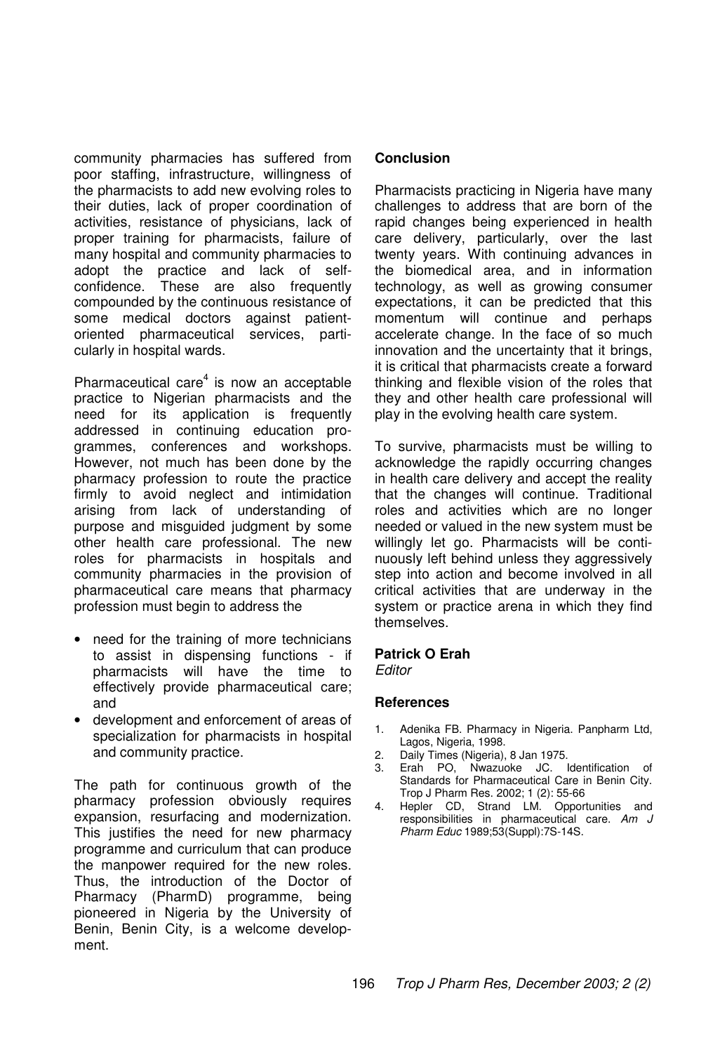community pharmacies has suffered from poor staffing, infrastructure, willingness of the pharmacists to add new evolving roles to their duties, lack of proper coordination of activities, resistance of physicians, lack of proper training for pharmacists, failure of many hospital and community pharmacies to adopt the practice and lack of self-confidence. These are also frequently compounded by the continuous resistance of some medical doctors against patient-oriented pharmaceutical services, particularly in hospital wards.

Pharmaceutical care[4] is now an acceptable practice to Nigerian pharmacists and the need for its application is frequently addressed in continuing education programmes, conferences and workshops. However, not much has been done by the pharmacy profession to route the practice firmly to avoid neglect and intimidation arising from lack of understanding of purpose and misguided judgment by some other health care professional. The new roles for pharmacists in hospitals and community pharmacies in the provision of pharmaceutical care means that pharmacy profession must begin to address the

- need for the training of more technicians to assist in dispensing functions - if pharmacists will have the time to effectively provide pharmaceutical care; and
- development and enforcement of areas of specialization for pharmacists in hospital and community practice.

The path for continuous growth of the pharmacy profession obviously requires expansion, resurfacing and modernization. This justifies the need for new pharmacy programme and curriculum that can produce the manpower required for the new roles. Thus, the introduction of the Doctor of Pharmacy (PharmD) programme, being pioneered in Nigeria by the University of Benin, Benin City, is a welcome development.

**Conclusion**

Pharmacists practicing in Nigeria have many challenges to address that are born of the rapid changes being experienced in health care delivery, particularly, over the last twenty years. With continuing advances in the biomedical area, and in information technology, as well as growing consumer expectations, it can be predicted that this momentum will continue and perhaps accelerate change. In the face of so much innovation and the uncertainty that it brings, it is critical that pharmacists create a forward thinking and flexible vision of the roles that they and other health care professional will play in the evolving health care system.

To survive, pharmacists must be willing to acknowledge the rapidly occurring changes in health care delivery and accept the reality that the changes will continue. Traditional roles and activities which are no longer needed or valued in the new system must be willingly let go. Pharmacists will be continuously left behind unless they aggressively step into action and become involved in all critical activities that are underway in the system or practice arena in which they find themselves.

**Patrick O Erah**
*Editor*

**References**

1. Adenika FB. Pharmacy in Nigeria. Panpharm Ltd, Lagos, Nigeria, 1998.
2. Daily Times (Nigeria), 8 Jan 1975.
3. Erah PO, Nwazuoke JC. Identification of Standards for Pharmaceutical Care in Benin City. Trop J Pharm Res. 2002; 1 (2): 55-66
4. Hepler CD, Strand LM. Opportunities and responsibilities in pharmaceutical care. *Am J Pharm Educ* 1989;53(Suppl):7S-14S.